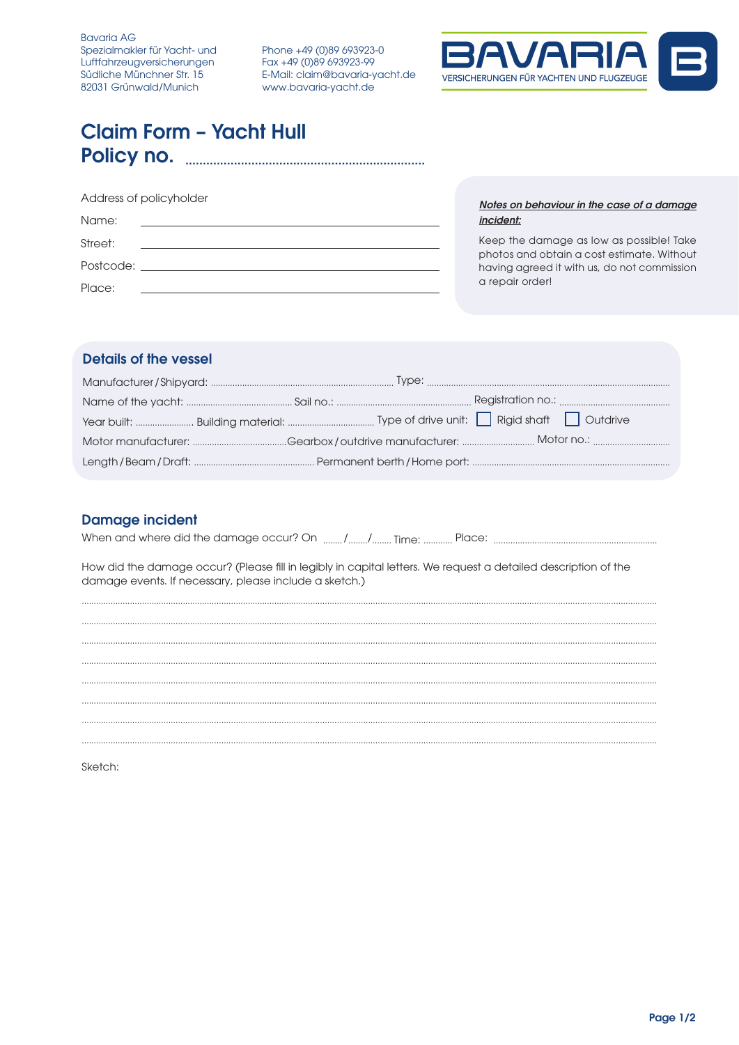Bavaria AG
Spezialmakler für Yacht- und Luftfahrzeugversicherungen
Südliche Münchner Str. 15
82031 Grünwald/Munich

Phone +49 (0)89 693923-0
Fax +49 (0)89 693923-99
E-Mail: claim@bavaria-yacht.de
www.bavaria-yacht.de

BAVARIA
VERSICHERUNGEN FÜR YACHTEN UND FLUGZEUGE

# Claim Form – Yacht Hull
# Policy no. ..................................................................

Address of policyholder

Name: ______________________________

Street: ______________________________

Postcode: ______________________________

Place: ______________________________

***Notes on behaviour in the case of a damage incident:***

Keep the damage as low as possible! Take photos and obtain a cost estimate. Without having agreed it with us, do not commission a repair order!

## Details of the vessel

Manufacturer / Shipyard: .......................................... Type: ..........................................

Name of the yacht: .......................... Sail no.: .......................... Registration no.: ..........................

Year built: .............. Building material: .............................. Type of drive unit: ☐ Rigid shaft ☐ Outdrive

Motor manufacturer: ..............................Gearbox / outdrive manufacturer: .......................... Motor no.: ..........................

Length / Beam / Draft: .............................. Permanent berth / Home port: ..........................................

## Damage incident

When and where did the damage occur? On ....../....../...... Time: ........ Place: ..........................................

How did the damage occur? (Please fill in legibly in capital letters. We request a detailed description of the damage events. If necessary, please include a sketch.)

..............................................................................................................................

..............................................................................................................................

..............................................................................................................................

..............................................................................................................................

..............................................................................................................................

..............................................................................................................................

..............................................................................................................................

..............................................................................................................................

Sketch: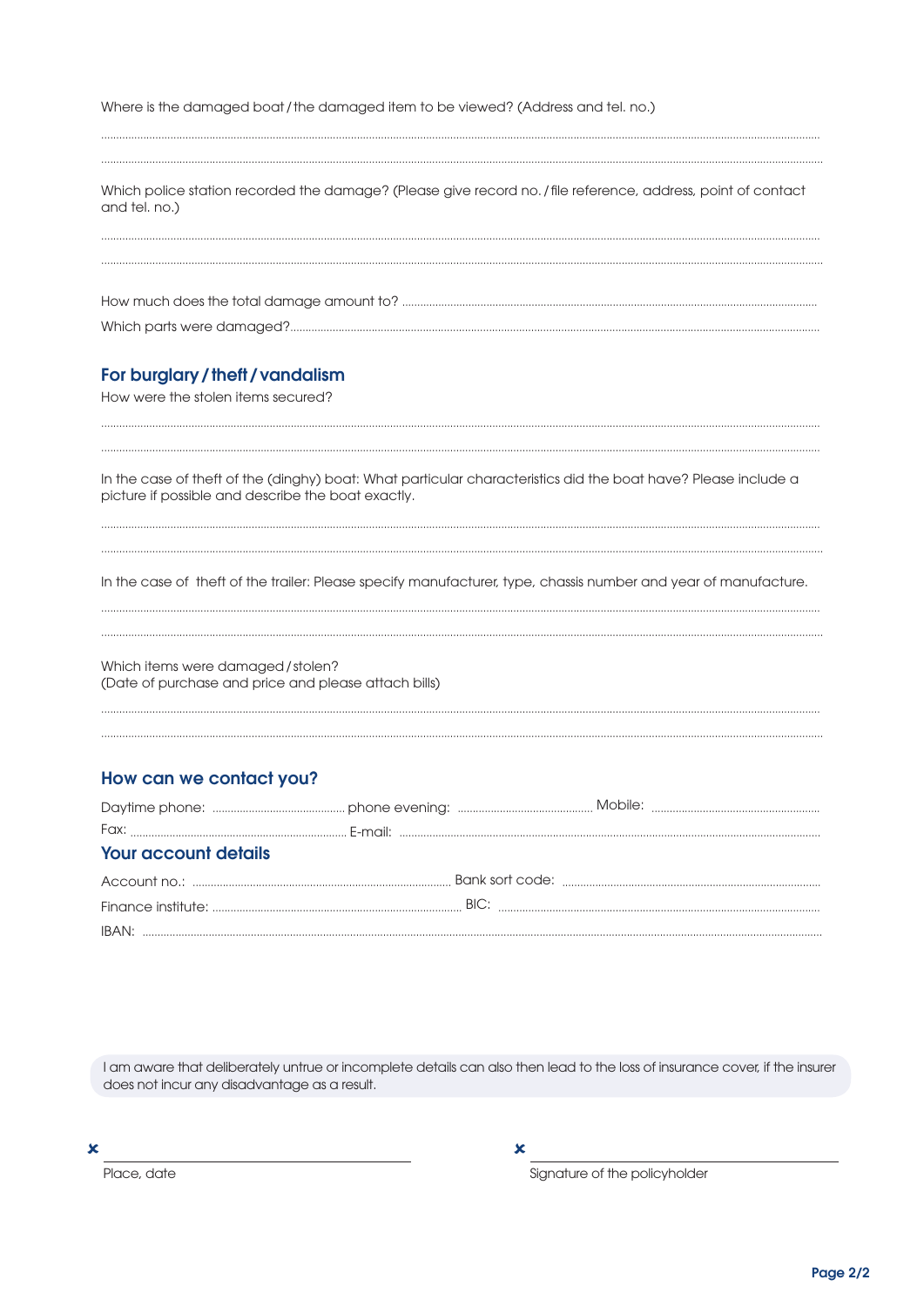Where is the damaged boat / the damaged item to be viewed? (Address and tel. no.)

...................................................................................................................................................................................................

...................................................................................................................................................................................................

Which police station recorded the damage? (Please give record no. / file reference, address, point of contact and tel. no.)

...................................................................................................................................................................................................

...................................................................................................................................................................................................

How much does the total damage amount to? ...........................................................................................................................

Which parts were damaged?...............................................................................................................................................

## For burglary / theft / vandalism

How were the stolen items secured?

...................................................................................................................................................................................................

...................................................................................................................................................................................................

In the case of theft of the (dinghy) boat: What particular characteristics did the boat have? Please include a picture if possible and describe the boat exactly.

...................................................................................................................................................................................................

...................................................................................................................................................................................................

In the case of theft of the trailer: Please specify manufacturer, type, chassis number and year of manufacture.

...................................................................................................................................................................................................

...................................................................................................................................................................................................

Which items were damaged / stolen?
(Date of purchase and price and please attach bills)

...................................................................................................................................................................................................

...................................................................................................................................................................................................

## How can we contact you?

Daytime phone: ............................................ phone evening: ............................................ Mobile: ........................................................

Fax: ........................................................................ E-mail: ..........................................................................................................

## Your account details

Account no.: ...................................................................................... Bank sort code: .....................................................................................

Finance institute: .................................................................................. BIC: .............................................................................................

IBAN: .........................................................................................................................................................................................................

I am aware that deliberately untrue or incomplete details can also then lead to the loss of insurance cover, if the insurer does not incur any disadvantage as a result.

✘ ______________________________
Place, date

✘ ______________________________
Signature of the policyholder